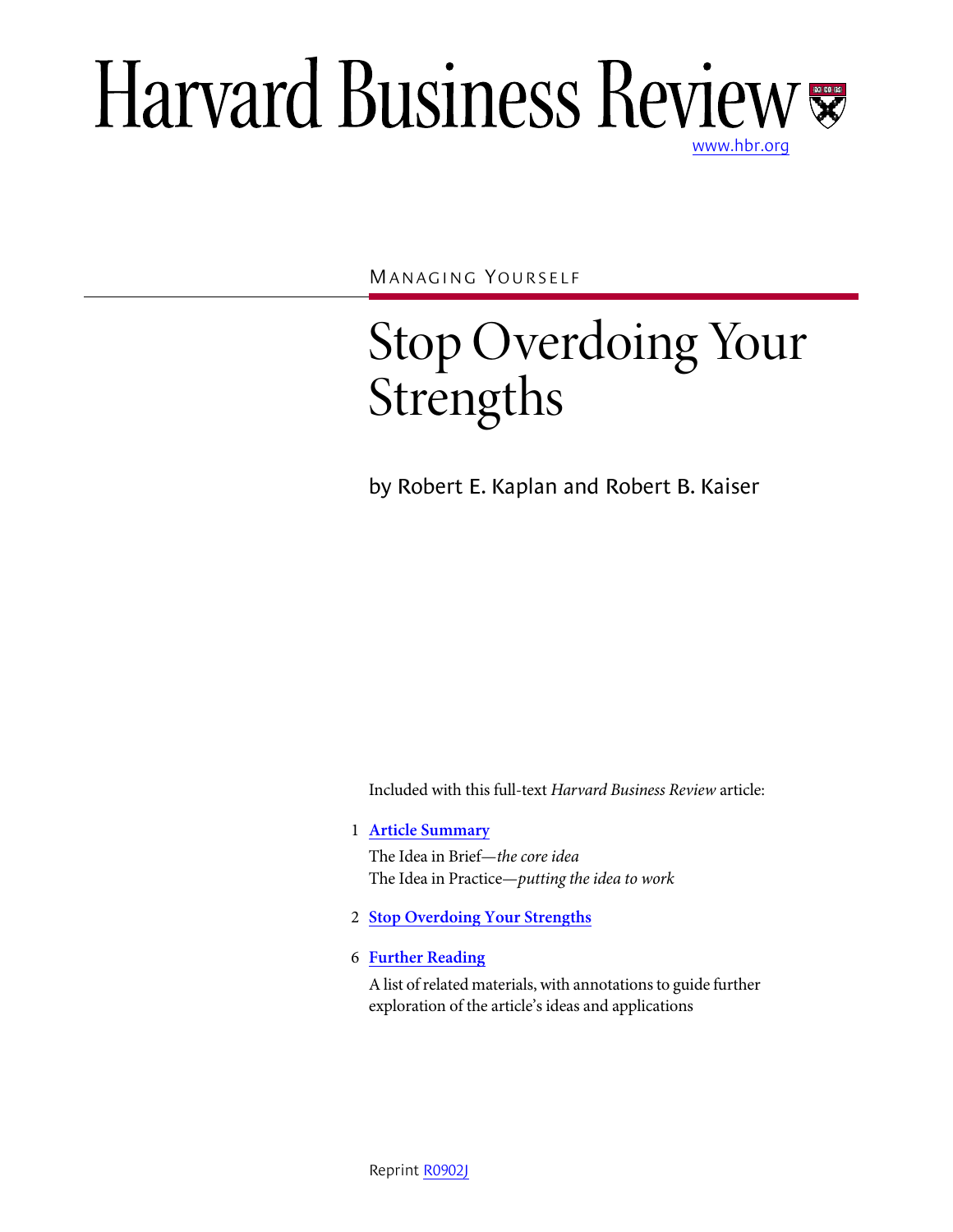# Harvard Business Review

www.hbr.org

MANAGING YOURSELF

## Stop Overdoing Your Strengths

by Robert E. Kaplan and Robert B. Kaiser

Included with this full-text *Harvard Business Review* article:

1 **Article Summary**

The Idea in Brief—*the core idea*

The Idea in Practice—*putting the idea to work*

2 **Stop Overdoing Your Strengths**

6 **Further Reading**

A list of related materials, with annotations to guide further exploration of the article's ideas and applications

Reprint R0902J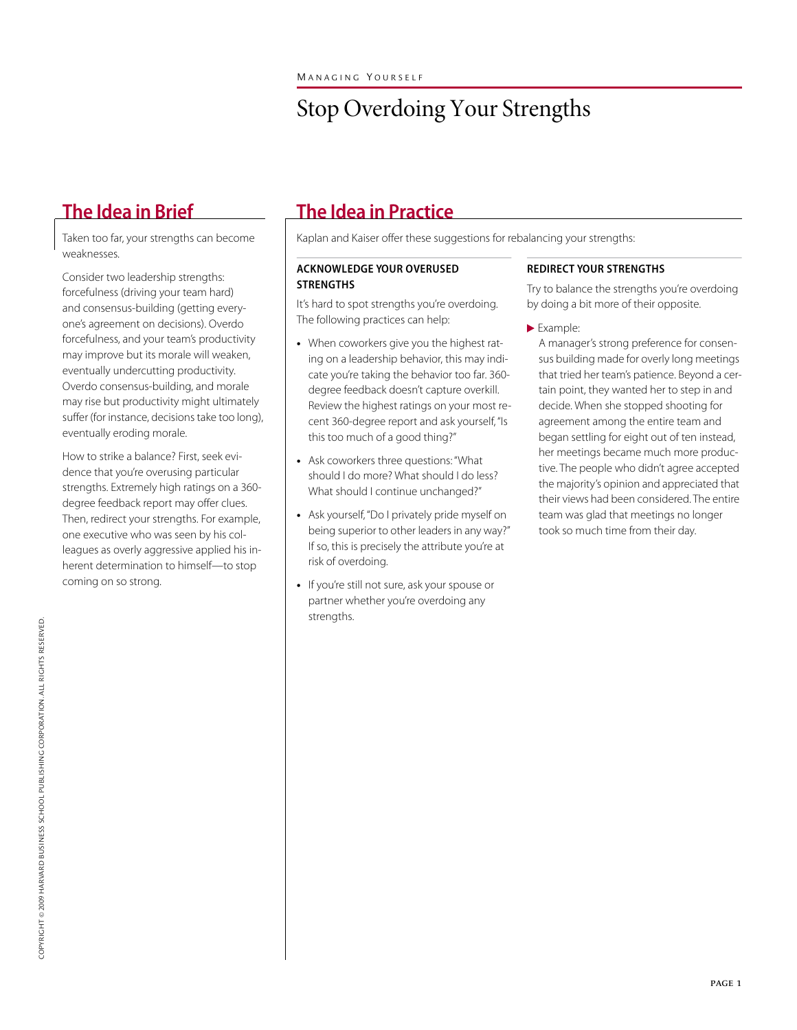# Stop Overdoing Your Strengths

## The Idea in Brief

Taken too far, your strengths can become weaknesses.

Consider two leadership strengths: forcefulness (driving your team hard) and consensus-building (getting everyone's agreement on decisions). Overdo forcefulness, and your team's productivity may improve but its morale will weaken, eventually undercutting productivity. Overdo consensus-building, and morale may rise but productivity might ultimately suffer (for instance, decisions take too long), eventually eroding morale.

How to strike a balance? First, seek evidence that you're overusing particular strengths. Extremely high ratings on a 360-degree feedback report may offer clues. Then, redirect your strengths. For example, one executive who was seen by his colleagues as overly aggressive applied his inherent determination to himself—to stop coming on so strong.

## The Idea in Practice

Kaplan and Kaiser offer these suggestions for rebalancing your strengths:

### ACKNOWLEDGE YOUR OVERUSED STRENGTHS

It's hard to spot strengths you're overdoing. The following practices can help:

- When coworkers give you the highest rating on a leadership behavior, this may indicate you're taking the behavior too far. 360-degree feedback doesn't capture overkill. Review the highest ratings on your most recent 360-degree report and ask yourself, "Is this too much of a good thing?"
- Ask coworkers three questions: "What should I do more? What should I do less? What should I continue unchanged?"
- Ask yourself, "Do I privately pride myself on being superior to other leaders in any way?" If so, this is precisely the attribute you're at risk of overdoing.
- If you're still not sure, ask your spouse or partner whether you're overdoing any strengths.

### REDIRECT YOUR STRENGTHS

Try to balance the strengths you're overdoing by doing a bit more of their opposite.

▶ Example:

A manager's strong preference for consensus building made for overly long meetings that tried her team's patience. Beyond a certain point, they wanted her to step in and decide. When she stopped shooting for agreement among the entire team and began settling for eight out of ten instead, her meetings became much more productive. The people who didn't agree accepted the majority's opinion and appreciated that their views had been considered. The entire team was glad that meetings no longer took so much time from their day.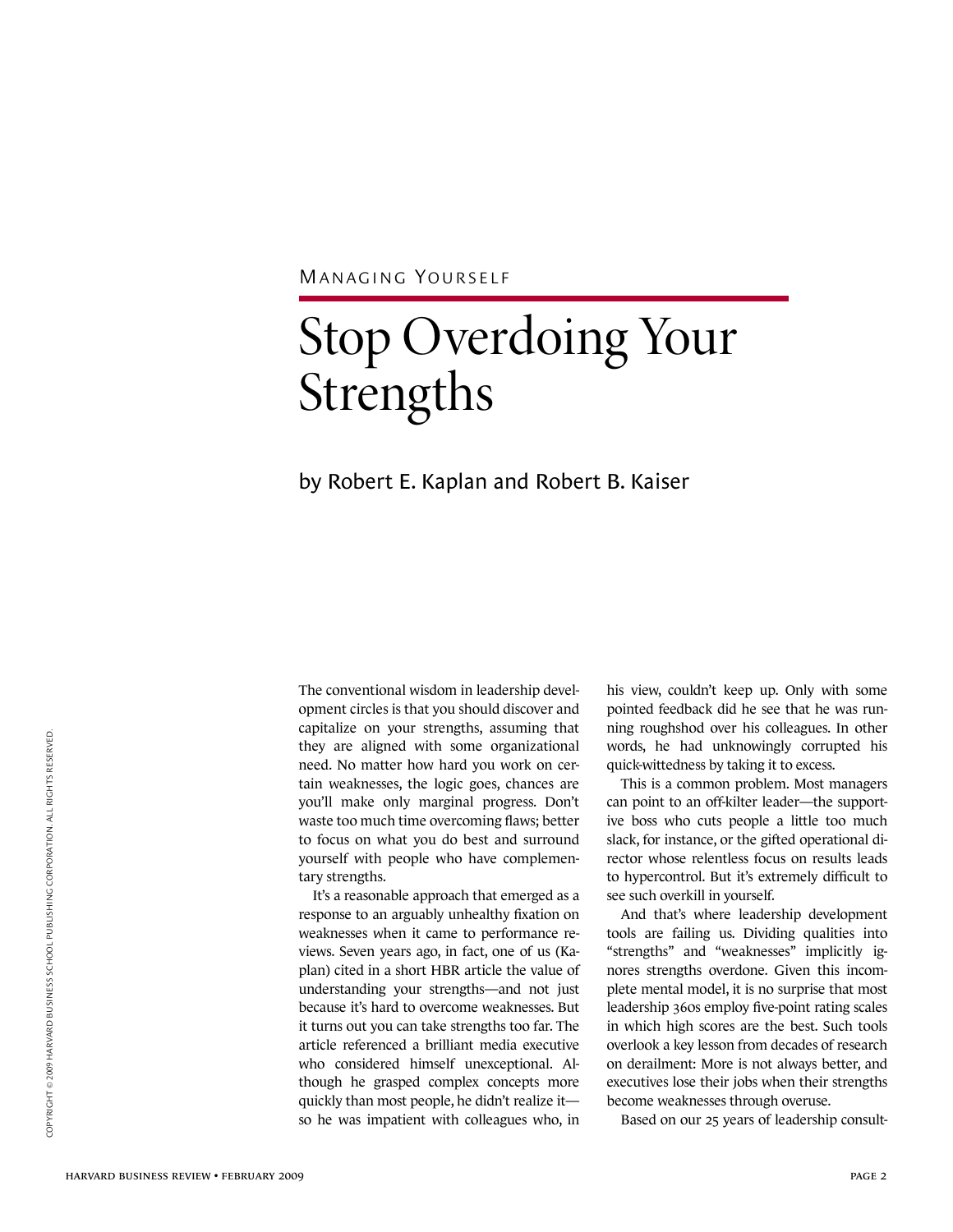Managing Yourself

# Stop Overdoing Your Strengths

by Robert E. Kaplan and Robert B. Kaiser

The conventional wisdom in leadership development circles is that you should discover and capitalize on your strengths, assuming that they are aligned with some organizational need. No matter how hard you work on certain weaknesses, the logic goes, chances are you'll make only marginal progress. Don't waste too much time overcoming flaws; better to focus on what you do best and surround yourself with people who have complementary strengths.

It's a reasonable approach that emerged as a response to an arguably unhealthy fixation on weaknesses when it came to performance reviews. Seven years ago, in fact, one of us (Kaplan) cited in a short HBR article the value of understanding your strengths—and not just because it's hard to overcome weaknesses. But it turns out you can take strengths too far. The article referenced a brilliant media executive who considered himself unexceptional. Although he grasped complex concepts more quickly than most people, he didn't realize it—so he was impatient with colleagues who, in his view, couldn't keep up. Only with some pointed feedback did he see that he was running roughshod over his colleagues. In other words, he had unknowingly corrupted his quick-wittedness by taking it to excess.

This is a common problem. Most managers can point to an off-kilter leader—the supportive boss who cuts people a little too much slack, for instance, or the gifted operational director whose relentless focus on results leads to hypercontrol. But it's extremely difficult to see such overkill in yourself.

And that's where leadership development tools are failing us. Dividing qualities into "strengths" and "weaknesses" implicitly ignores strengths overdone. Given this incomplete mental model, it is no surprise that most leadership 360s employ five-point rating scales in which high scores are the best. Such tools overlook a key lesson from decades of research on derailment: More is not always better, and executives lose their jobs when their strengths become weaknesses through overuse.

Based on our 25 years of leadership consult-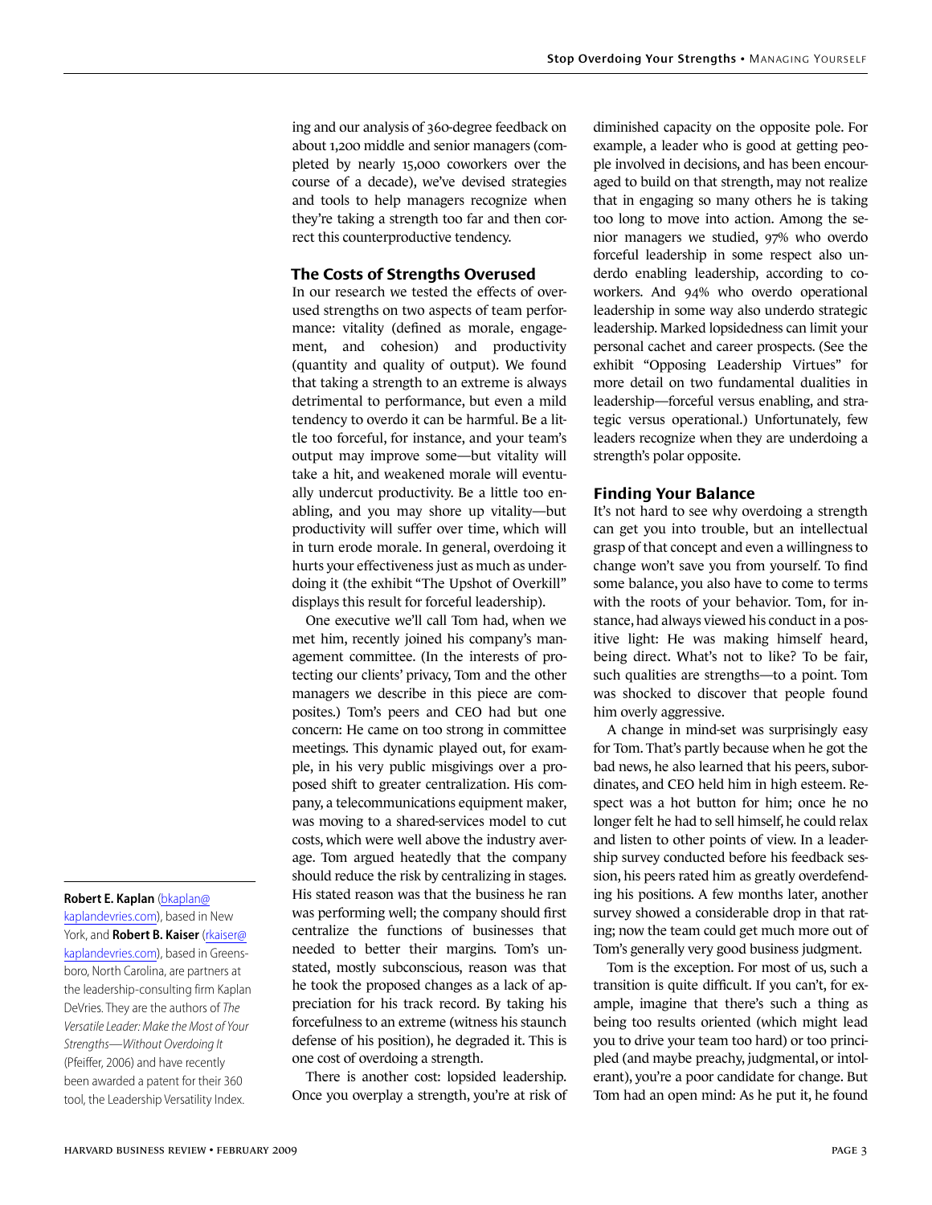ing and our analysis of 360-degree feedback on about 1,200 middle and senior managers (completed by nearly 15,000 coworkers over the course of a decade), we've devised strategies and tools to help managers recognize when they're taking a strength too far and then correct this counterproductive tendency.

## The Costs of Strengths Overused

In our research we tested the effects of overused strengths on two aspects of team performance: vitality (defined as morale, engagement, and cohesion) and productivity (quantity and quality of output). We found that taking a strength to an extreme is always detrimental to performance, but even a mild tendency to overdo it can be harmful. Be a little too forceful, for instance, and your team's output may improve some—but vitality will take a hit, and weakened morale will eventually undercut productivity. Be a little too enabling, and you may shore up vitality—but productivity will suffer over time, which will in turn erode morale. In general, overdoing it hurts your effectiveness just as much as underdoing it (the exhibit "The Upshot of Overkill" displays this result for forceful leadership).

One executive we'll call Tom had, when we met him, recently joined his company's management committee. (In the interests of protecting our clients' privacy, Tom and the other managers we describe in this piece are composites.) Tom's peers and CEO had but one concern: He came on too strong in committee meetings. This dynamic played out, for example, in his very public misgivings over a proposed shift to greater centralization. His company, a telecommunications equipment maker, was moving to a shared-services model to cut costs, which were well above the industry average. Tom argued heatedly that the company should reduce the risk by centralizing in stages. His stated reason was that the business he ran was performing well; the company should first centralize the functions of businesses that needed to better their margins. Tom's unstated, mostly subconscious, reason was that he took the proposed changes as a lack of appreciation for his track record. By taking his forcefulness to an extreme (witness his staunch defense of his position), he degraded it. This is one cost of overdoing a strength.

There is another cost: lopsided leadership. Once you overplay a strength, you're at risk of diminished capacity on the opposite pole. For example, a leader who is good at getting people involved in decisions, and has been encouraged to build on that strength, may not realize that in engaging so many others he is taking too long to move into action. Among the senior managers we studied, 97% who overdo forceful leadership in some respect also underdo enabling leadership, according to coworkers. And 94% who overdo operational leadership in some way also underdo strategic leadership. Marked lopsidedness can limit your personal cachet and career prospects. (See the exhibit "Opposing Leadership Virtues" for more detail on two fundamental dualities in leadership—forceful versus enabling, and strategic versus operational.) Unfortunately, few leaders recognize when they are underdoing a strength's polar opposite.

## Finding Your Balance

It's not hard to see why overdoing a strength can get you into trouble, but an intellectual grasp of that concept and even a willingness to change won't save you from yourself. To find some balance, you also have to come to terms with the roots of your behavior. Tom, for instance, had always viewed his conduct in a positive light: He was making himself heard, being direct. What's not to like? To be fair, such qualities are strengths—to a point. Tom was shocked to discover that people found him overly aggressive.

A change in mind-set was surprisingly easy for Tom. That's partly because when he got the bad news, he also learned that his peers, subordinates, and CEO held him in high esteem. Respect was a hot button for him; once he no longer felt he had to sell himself, he could relax and listen to other points of view. In a leadership survey conducted before his feedback session, his peers rated him as greatly overdefending his positions. A few months later, another survey showed a considerable drop in that rating; now the team could get much more out of Tom's generally very good business judgment.

Tom is the exception. For most of us, such a transition is quite difficult. If you can't, for example, imagine that there's such a thing as being too results oriented (which might lead you to drive your team too hard) or too principled (and maybe preachy, judgmental, or intolerant), you're a poor candidate for change. But Tom had an open mind: As he put it, he found

---

**Robert E. Kaplan** (bkaplan@kaplandevries.com), based in New York, and **Robert B. Kaiser** (rkaiser@kaplandevries.com), based in Greensboro, North Carolina, are partners at the leadership-consulting firm Kaplan DeVries. They are the authors of *The Versatile Leader: Make the Most of Your Strengths—Without Overdoing It* (Pfeiffer, 2006) and have recently been awarded a patent for their 360 tool, the Leadership Versatility Index.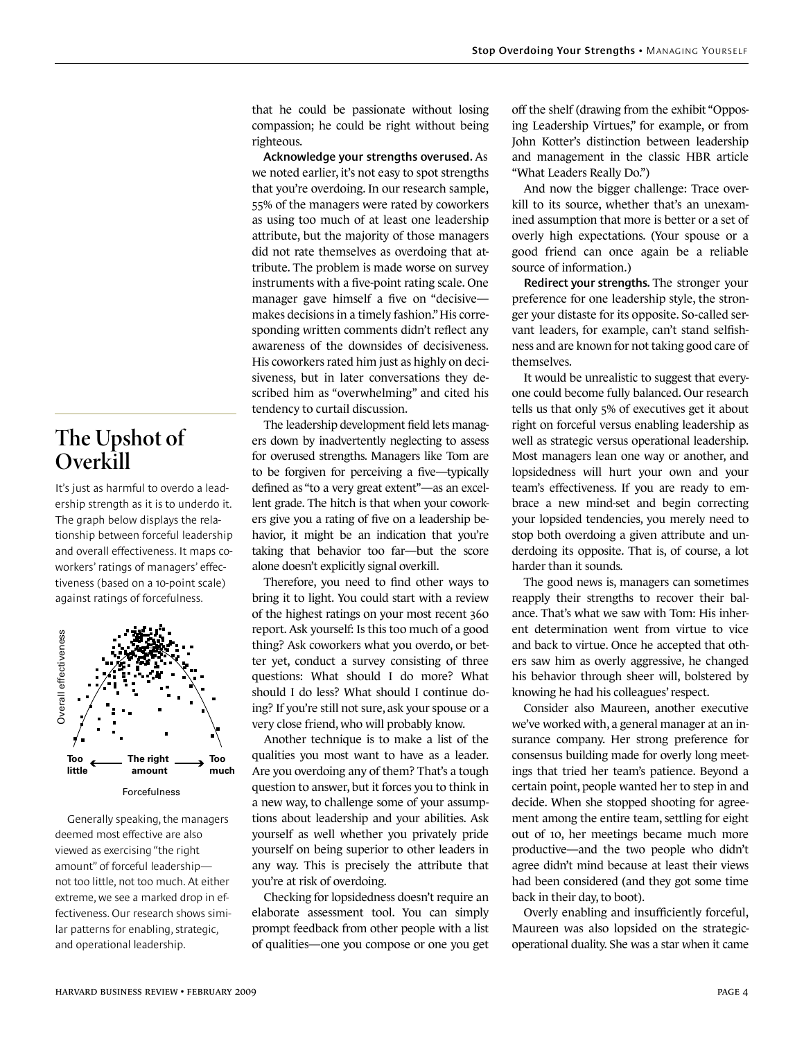that he could be passionate without losing compassion; he could be right without being righteous.

**Acknowledge your strengths overused.** As we noted earlier, it's not easy to spot strengths that you're overdoing. In our research sample, 55% of the managers were rated by coworkers as using too much of at least one leadership attribute, but the majority of those managers did not rate themselves as overdoing that attribute. The problem is made worse on survey instruments with a five-point rating scale. One manager gave himself a five on "decisive—makes decisions in a timely fashion." His corresponding written comments didn't reflect any awareness of the downsides of decisiveness. His coworkers rated him just as highly on decisiveness, but in later conversations they described him as "overwhelming" and cited his tendency to curtail discussion.

The leadership development field lets managers down by inadvertently neglecting to assess for overused strengths. Managers like Tom are to be forgiven for perceiving a five—typically defined as "to a very great extent"—as an excellent grade. The hitch is that when your coworkers give you a rating of five on a leadership behavior, it might be an indication that you're taking that behavior too far—but the score alone doesn't explicitly signal overkill.

Therefore, you need to find other ways to bring it to light. You could start with a review of the highest ratings on your most recent 360 report. Ask yourself: Is this too much of a good thing? Ask coworkers what you overdo, or better yet, conduct a survey consisting of three questions: What should I do more? What should I do less? What should I continue doing? If you're still not sure, ask your spouse or a very close friend, who will probably know.

Another technique is to make a list of the qualities you most want to have as a leader. Are you overdoing any of them? That's a tough question to answer, but it forces you to think in a new way, to challenge some of your assumptions about leadership and your abilities. Ask yourself as well whether you privately pride yourself on being superior to other leaders in any way. This is precisely the attribute that you're at risk of overdoing.

Checking for lopsidedness doesn't require an elaborate assessment tool. You can simply prompt feedback from other people with a list of qualities—one you compose or one you get off the shelf (drawing from the exhibit "Opposing Leadership Virtues," for example, or from John Kotter's distinction between leadership and management in the classic HBR article "What Leaders Really Do.")

And now the bigger challenge: Trace overkill to its source, whether that's an unexamined assumption that more is better or a set of overly high expectations. (Your spouse or a good friend can once again be a reliable source of information.)

**Redirect your strengths.** The stronger your preference for one leadership style, the stronger your distaste for its opposite. So-called servant leaders, for example, can't stand selfishness and are known for not taking good care of themselves.

It would be unrealistic to suggest that everyone could become fully balanced. Our research tells us that only 5% of executives get it about right on forceful versus enabling leadership as well as strategic versus operational leadership. Most managers lean one way or another, and lopsidedness will hurt your own and your team's effectiveness. If you are ready to embrace a new mind-set and begin correcting your lopsided tendencies, you merely need to stop both overdoing a given attribute and underdoing its opposite. That is, of course, a lot harder than it sounds.

The good news is, managers can sometimes reapply their strengths to recover their balance. That's what we saw with Tom: His inherent determination went from virtue to vice and back to virtue. Once he accepted that others saw him as overly aggressive, he changed his behavior through sheer will, bolstered by knowing he had his colleagues' respect.

Consider also Maureen, another executive we've worked with, a general manager at an insurance company. Her strong preference for consensus building made for overly long meetings that tried her team's patience. Beyond a certain point, people wanted her to step in and decide. When she stopped shooting for agreement among the entire team, settling for eight out of 10, her meetings became much more productive—and the two people who didn't agree didn't mind because at least their views had been considered (and they got some time back in their day, to boot).

Overly enabling and insufficiently forceful, Maureen was also lopsided on the strategic-operational duality. She was a star when it came

## The Upshot of Overkill

It's just as harmful to overdo a leadership strength as it is to underdo it. The graph below displays the relationship between forceful leadership and overall effectiveness. It maps coworkers' ratings of managers' effectiveness (based on a 10-point scale) against ratings of forcefulness.

Generally speaking, the managers deemed most effective are also viewed as exercising "the right amount" of forceful leadership—not too little, not too much. At either extreme, we see a marked drop in effectiveness. Our research shows similar patterns for enabling, strategic, and operational leadership.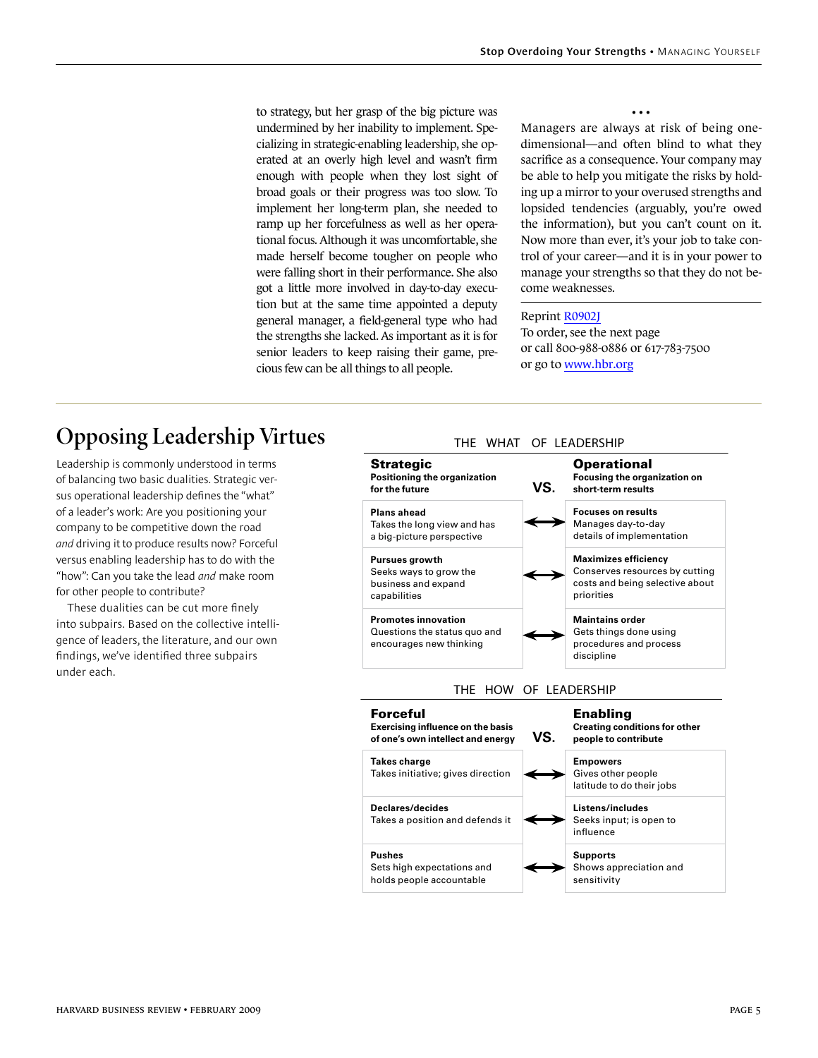to strategy, but her grasp of the big picture was undermined by her inability to implement. Specializing in strategic-enabling leadership, she operated at an overly high level and wasn't firm enough with people when they lost sight of broad goals or their progress was too slow. To implement her long-term plan, she needed to ramp up her forcefulness as well as her operational focus. Although it was uncomfortable, she made herself become tougher on people who were falling short in their performance. She also got a little more involved in day-to-day execution but at the same time appointed a deputy general manager, a field-general type who had the strengths she lacked. As important as it is for senior leaders to keep raising their game, precious few can be all things to all people.

• • •

Managers are always at risk of being one-dimensional—and often blind to what they sacrifice as a consequence. Your company may be able to help you mitigate the risks by holding up a mirror to your overused strengths and lopsided tendencies (arguably, you're owed the information), but you can't count on it. Now more than ever, it's your job to take control of your career—and it is in your power to manage your strengths so that they do not become weaknesses.

Reprint R0902J
To order, see the next page
or call 800-988-0886 or 617-783-7500
or go to www.hbr.org

## Opposing Leadership Virtues

Leadership is commonly understood in terms of balancing two basic dualities. Strategic versus operational leadership defines the "what" of a leader's work: Are you positioning your company to be competitive down the road *and* driving it to produce results now? Forceful versus enabling leadership has to do with the "how": Can you take the lead *and* make room for other people to contribute?

These dualities can be cut more finely into subpairs. Based on the collective intelligence of leaders, the literature, and our own findings, we've identified three subpairs under each.

### THE WHAT OF LEADERSHIP

| **Strategic** Positioning the organization for the future | VS. | **Operational** Focusing the organization on short-term results |
|---|---|---|
| **Plans ahead** Takes the long view and has a big-picture perspective | ⟷ | **Focuses on results** Manages day-to-day details of implementation |
| **Pursues growth** Seeks ways to grow the business and expand capabilities | ⟷ | **Maximizes efficiency** Conserves resources by cutting costs and being selective about priorities |
| **Promotes innovation** Questions the status quo and encourages new thinking | ⟷ | **Maintains order** Gets things done using procedures and process discipline |

### THE HOW OF LEADERSHIP

| **Forceful** Exercising influence on the basis of one's own intellect and energy | VS. | **Enabling** Creating conditions for other people to contribute |
|---|---|---|
| **Takes charge** Takes initiative; gives direction | ⟷ | **Empowers** Gives other people latitude to do their jobs |
| **Declares/decides** Takes a position and defends it | ⟷ | **Listens/includes** Seeks input; is open to influence |
| **Pushes** Sets high expectations and holds people accountable | ⟷ | **Supports** Shows appreciation and sensitivity |